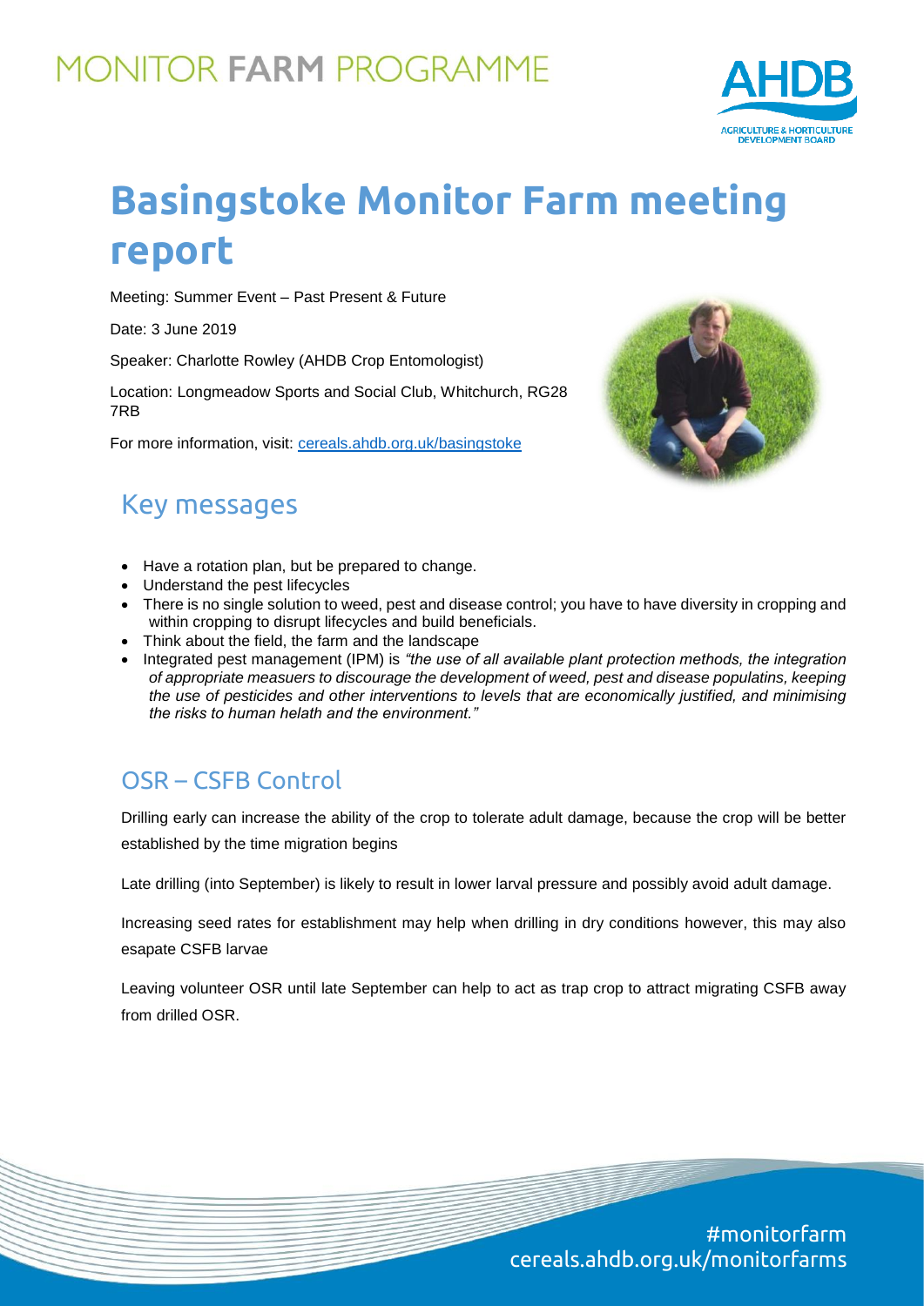MONITOR FARM PROGRAMME

# Basingstoke Monitor Farm meeting report

Meeting: Summer Event – Past Present & Future

Date: 3 June 2019

Speaker: Charlotte Rowley (AHDB Crop Entomologist)

Location: Longmeadow Sports and Social Club, Whitchurch, RG28 7RB

For more information, visit: cereals.ahdb.org.uk/basingstoke

## Key messages

- Have a rotation plan, but be prepared to change.
- Understand the pest lifecycles
- There is no single solution to weed, pest and disease control; you have to have diversity in cropping and within cropping to disrupt lifecycles and build beneficials.
- Think about the field, the farm and the landscape
- Integrated pest management (IPM) is *"the use of all available plant protection methods, the integration of appropriate measuers to discourage the development of weed, pest and disease populatins, keeping the use of pesticides and other interventions to levels that are economically justified, and minimising the risks to human helath and the environment."*

## OSR – CSFB Control

Drilling early can increase the ability of the crop to tolerate adult damage, because the crop will be better established by the time migration begins

Late drilling (into September) is likely to result in lower larval pressure and possibly avoid adult damage.

Increasing seed rates for establishment may help when drilling in dry conditions however, this may also esapate CSFB larvae

Leaving volunteer OSR until late September can help to act as trap crop to attract migrating CSFB away from drilled OSR.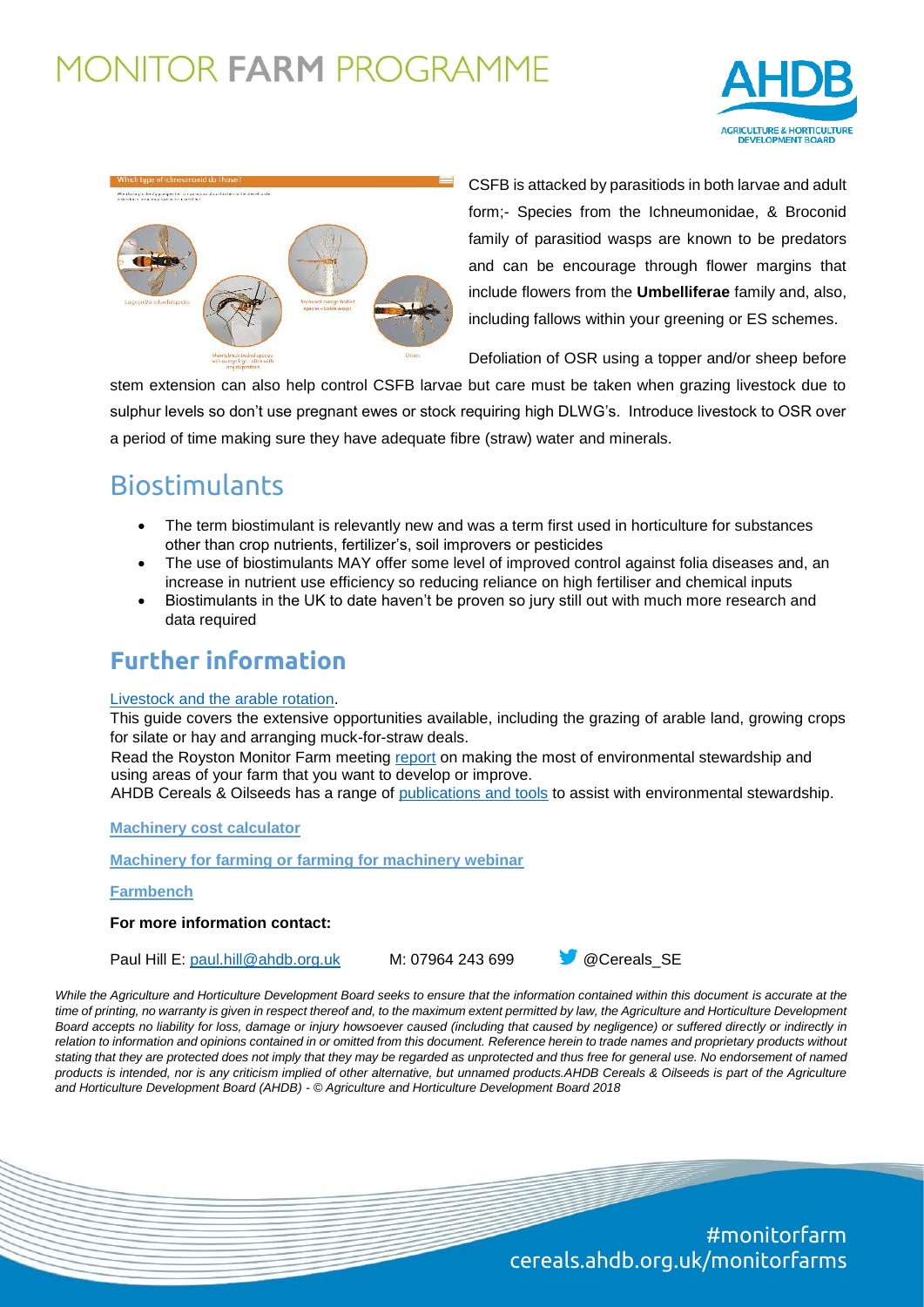CSFB is attacked by parasitiods in both larvae and adult form;- Species from the Ichneumonidae, & Broconid family of parasitiod wasps are known to be predators and can be encourage through flower margins that include flowers from the **Umbelliferae** family and, also, including fallows within your greening or ES schemes.

Defoliation of OSR using a topper and/or sheep before stem extension can also help control CSFB larvae but care must be taken when grazing livestock due to sulphur levels so don't use pregnant ewes or stock requiring high DLWG's. Introduce livestock to OSR over a period of time making sure they have adequate fibre (straw) water and minerals.

# Biostimulants

- The term biostimulant is relevantly new and was a term first used in horticulture for substances other than crop nutrients, fertilizer's, soil improvers or pesticides
- The use of biostimulants MAY offer some level of improved control against folia diseases and, an increase in nutrient use efficiency so reducing reliance on high fertiliser and chemical inputs
- Biostimulants in the UK to date haven't be proven so jury still out with much more research and data required

# Further information

Livestock and the arable rotation.

This guide covers the extensive opportunities available, including the grazing of arable land, growing crops for silate or hay and arranging muck-for-straw deals.

Read the Royston Monitor Farm meeting report on making the most of environmental stewardship and using areas of your farm that you want to develop or improve.

AHDB Cereals & Oilseeds has a range of publications and tools to assist with environmental stewardship.

**Machinery cost calculator**

**Machinery for farming or farming for machinery webinar**

**Farmbench**

**For more information contact:**

Paul Hill E: paul.hill@ahdb.org.uk M: 07964 243 699 @Cereals_SE

*While the Agriculture and Horticulture Development Board seeks to ensure that the information contained within this document is accurate at the time of printing, no warranty is given in respect thereof and, to the maximum extent permitted by law, the Agriculture and Horticulture Development Board accepts no liability for loss, damage or injury howsoever caused (including that caused by negligence) or suffered directly or indirectly in relation to information and opinions contained in or omitted from this document. Reference herein to trade names and proprietary products without stating that they are protected does not imply that they may be regarded as unprotected and thus free for general use. No endorsement of named products is intended, nor is any criticism implied of other alternative, but unnamed products.AHDB Cereals & Oilseeds is part of the Agriculture and Horticulture Development Board (AHDB) - © Agriculture and Horticulture Development Board 2018*

#monitorfarm
cereals.ahdb.org.uk/monitorfarms